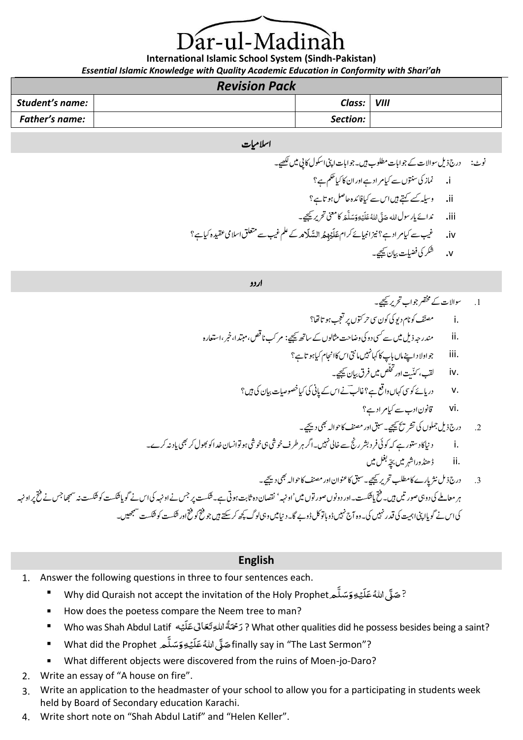# Dar-ul-Madinah

**International Islamic School System (Sindh-Pakistan)**

*Essential Islamic Knowledge with Quality Academic Education in Conformity with Shari'ah*

## *Revision Pack*

| *Student's name:* | | *Class:* | *VIII* |
|---|---|---|---|
| *Father's name:* | | *Section:* | |

## اسلامیات

نوٹ: درج ذیل سوالات کے جوابات مطلوب ہیں۔ جوابات اپنی اسکول کاپی میں لکھیے۔

i. نماز کی سنتوں سے کیا مراد ہے اور ان کا کیا حکم ہے؟

ii. وسیلہ کسے کہتے ہیں اس سے کیا فائدہ حاصل ہوتا ہے؟

iii. ندائے یارسول اللہ صَلَّی اللّٰہُ عَلَیْہِ وَسَلَّمَ کا معنی تحریر کیجیے۔

iv. غیب سے کیا مراد ہے؟ نیز انبیائے کرام عَلَیْہِمُ السَّلَام کے علم غیب سے متعلق اسلامی عقیدہ کیا ہے؟

v. شکر کی فضیلت بیان کیجیے۔

## اردو

.1 سوالات کے مختصر جواب تحریر کیجیے۔

i. مصنف کو نام دیو کی کون سی حرکتوں پر تعجب ہوتا تھا؟

ii. مندرجہ ذیل میں سے کسی دو کی وضاحت مثالوں کے ساتھ کیجیے: مرکب ناقص، مبتدا، خبر، استعارہ

iii. جو اولاد اپنے ماں باپ کا کہا نہیں مانتی اس کا انجام کیا ہوتا ہے؟

iv. لقب، کنّیت اور تخلّص میں فرق بیان کیجیے۔

v. دریائے کوسی کہاں واقع ہے؟ غالبؔ نے اس کے پانی کی کیا خصوصیات بیان کی ہیں؟

vi. قانونِ ادب سے کیا مراد ہے؟

.2 درج ذیل جملوں کی تشریح کیجیے۔ سبق اور مصنف کا حوالہ بھی دیجیے۔

i. دنیا کا دستور ہے کہ کوئی فرد بشر رنج سے خالی نہیں۔ اگر ہر طرف خوشی ہی خوشی ہو تو انسان خدا کو بھول کر بھی یاد نہ کرے۔

ii. ڈھنڈورا شہر میں بچّہ بغل میں

.3 درج ذیل نثر پارے کا مطلب تحریر کیجیے۔ سبق کا عنوان اور مصنف کا حوالہ بھی دیجیے۔

ہر معاملے کی دو ہی صورتیں ہیں۔ فتح یا شکست۔ اور دونوں صورتوں میں 'اونہہ' نقصان دہ ثابت ہوتی ہے۔ شکست پر جس نے اونہہ کی اس نے گویا شکست کو شکست نہ سمجھا جس نے فتح پر اونہہ کی اس نے گویا اپنی اہمیت کی قدر نہیں کی۔ وہ آج نہیں ڈوبا تو کل ڈوبے گا۔ دنیا میں وہی لوگ کچھ کر سکتے ہیں جو فتح کو فتح اور شکست کو شکست سمجھیں۔

## English

1. Answer the following questions in three to four sentences each.
   - Why did Quraish not accept the invitation of the Holy Prophet صَلَّی اللّٰہُ عَلَیْہِ وَسَلَّم?
   - How does the poetess compare the Neem tree to man?
   - Who was Shah Abdul Latif رَحْمَۃُ اللّٰہِ تَعَالٰی عَلَیْہ? What other qualities did he possess besides being a saint?
   - What did the Prophet صَلَّی اللّٰہُ عَلَیْہِ وَسَلَّم finally say in "The Last Sermon"?
   - What different objects were discovered from the ruins of Moen-jo-Daro?
2. Write an essay of "A house on fire".
3. Write an application to the headmaster of your school to allow you for a participating in students week held by Board of Secondary education Karachi.
4. Write short note on "Shah Abdul Latif" and "Helen Keller".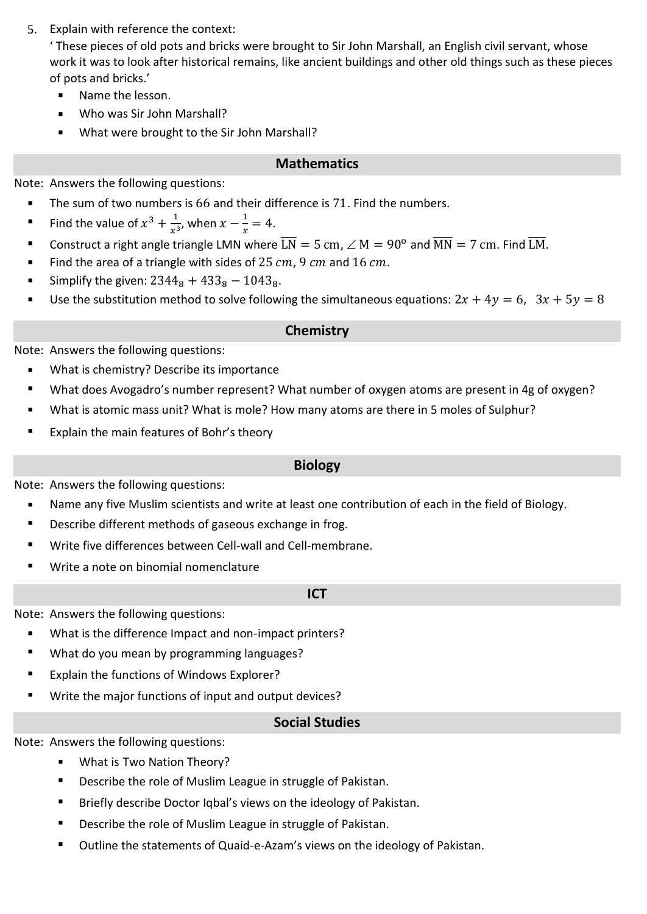5. Explain with reference the context:
   ' These pieces of old pots and bricks were brought to Sir John Marshall, an English civil servant, whose work it was to look after historical remains, like ancient buildings and other old things such as these pieces of pots and bricks.'
   - Name the lesson.
   - Who was Sir John Marshall?
   - What were brought to the Sir John Marshall?

## Mathematics

Note: Answers the following questions:

- The sum of two numbers is 66 and their difference is 71. Find the numbers.
- Find the value of $x^3 + \frac{1}{x^3}$, when $x - \frac{1}{x} = 4$.
- Construct a right angle triangle LMN where $\overline{LN} = 5$ cm, $\angle M = 90^o$ and $\overline{MN} = 7$ cm. Find $\overline{LM}$.
- Find the area of a triangle with sides of $25\ cm$, $9\ cm$ and $16\ cm$.
- Simplify the given: $2344_8 + 433_8 - 1043_8$.
- Use the substitution method to solve following the simultaneous equations: $2x + 4y = 6,\ \ 3x + 5y = 8$

## Chemistry

Note: Answers the following questions:

- What is chemistry? Describe its importance
- What does Avogadro's number represent? What number of oxygen atoms are present in 4g of oxygen?
- What is atomic mass unit? What is mole? How many atoms are there in 5 moles of Sulphur?
- Explain the main features of Bohr's theory

## Biology

Note: Answers the following questions:

- Name any five Muslim scientists and write at least one contribution of each in the field of Biology.
- Describe different methods of gaseous exchange in frog.
- Write five differences between Cell-wall and Cell-membrane.
- Write a note on binomial nomenclature

## ICT

Note: Answers the following questions:

- What is the difference Impact and non-impact printers?
- What do you mean by programming languages?
- Explain the functions of Windows Explorer?
- Write the major functions of input and output devices?

## Social Studies

Note: Answers the following questions:

- What is Two Nation Theory?
- Describe the role of Muslim League in struggle of Pakistan.
- Briefly describe Doctor Iqbal's views on the ideology of Pakistan.
- Describe the role of Muslim League in struggle of Pakistan.
- Outline the statements of Quaid-e-Azam's views on the ideology of Pakistan.